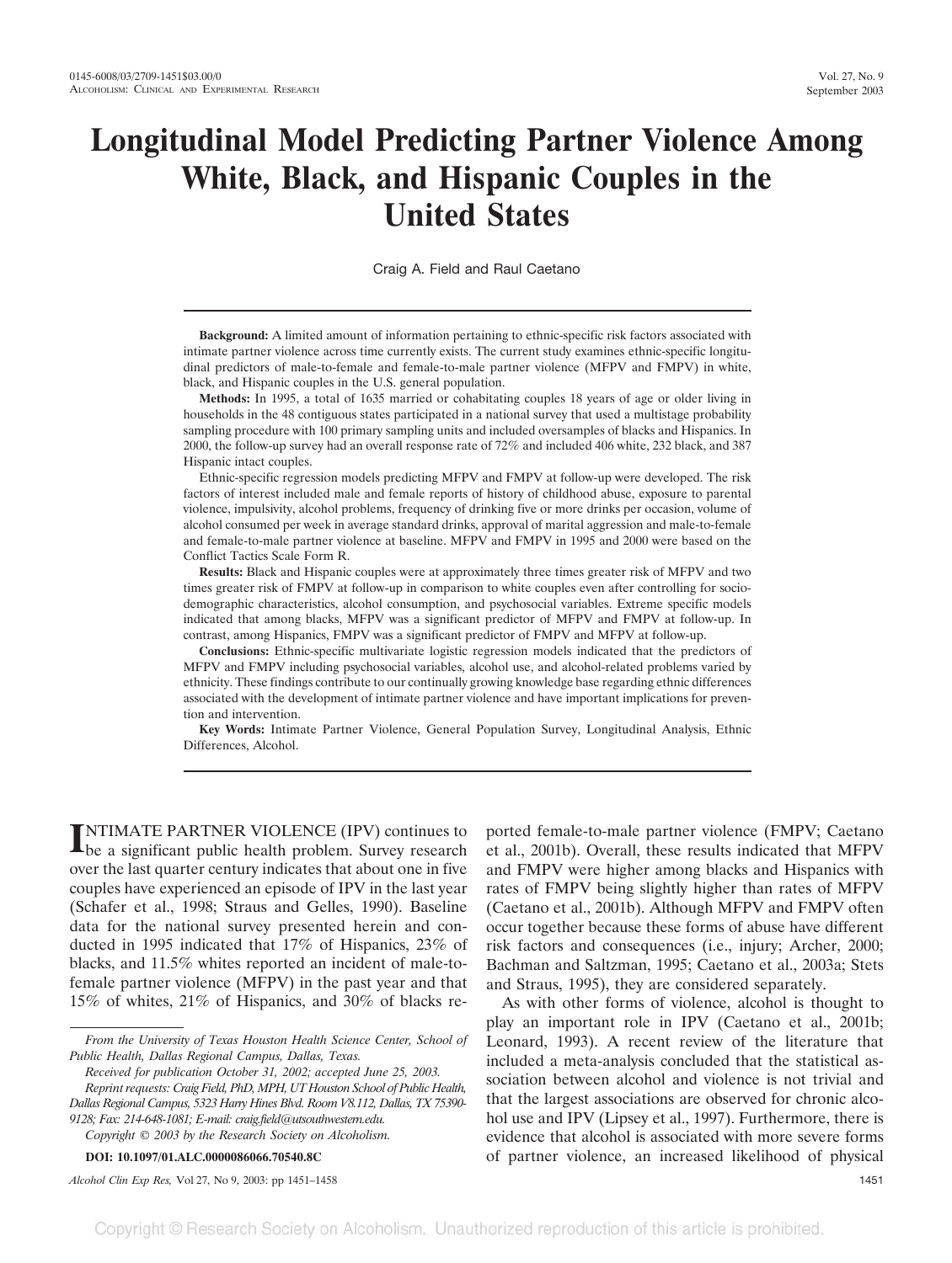# Longitudinal Model Predicting Partner Violence Among White, Black, and Hispanic Couples in the United States

Craig A. Field and Raul Caetano

**Background:** A limited amount of information pertaining to ethnic-specific risk factors associated with intimate partner violence across time currently exists. The current study examines ethnic-specific longitudinal predictors of male-to-female and female-to-male partner violence (MFPV and FMPV) in white, black, and Hispanic couples in the U.S. general population.

**Methods:** In 1995, a total of 1635 married or cohabitating couples 18 years of age or older living in households in the 48 contiguous states participated in a national survey that used a multistage probability sampling procedure with 100 primary sampling units and included oversamples of blacks and Hispanics. In 2000, the follow-up survey had an overall response rate of 72% and included 406 white, 232 black, and 387 Hispanic intact couples.

Ethnic-specific regression models predicting MFPV and FMPV at follow-up were developed. The risk factors of interest included male and female reports of history of childhood abuse, exposure to parental violence, impulsivity, alcohol problems, frequency of drinking five or more drinks per occasion, volume of alcohol consumed per week in average standard drinks, approval of marital aggression and male-to-female and female-to-male partner violence at baseline. MFPV and FMPV in 1995 and 2000 were based on the Conflict Tactics Scale Form R.

**Results:** Black and Hispanic couples were at approximately three times greater risk of MFPV and two times greater risk of FMPV at follow-up in comparison to white couples even after controlling for sociodemographic characteristics, alcohol consumption, and psychosocial variables. Extreme specific models indicated that among blacks, MFPV was a significant predictor of MFPV and FMPV at follow-up. In contrast, among Hispanics, FMPV was a significant predictor of FMPV and MFPV at follow-up.

**Conclusions:** Ethnic-specific multivariate logistic regression models indicated that the predictors of MFPV and FMPV including psychosocial variables, alcohol use, and alcohol-related problems varied by ethnicity. These findings contribute to our continually growing knowledge base regarding ethnic differences associated with the development of intimate partner violence and have important implications for prevention and intervention.

**Key Words:** Intimate Partner Violence, General Population Survey, Longitudinal Analysis, Ethnic Differences, Alcohol.

INTIMATE PARTNER VIOLENCE (IPV) continues to be a significant public health problem. Survey research over the last quarter century indicates that about one in five couples have experienced an episode of IPV in the last year (Schafer et al., 1998; Straus and Gelles, 1990). Baseline data for the national survey presented herein and conducted in 1995 indicated that 17% of Hispanics, 23% of blacks, and 11.5% whites reported an incident of male-to-female partner violence (MFPV) in the past year and that 15% of whites, 21% of Hispanics, and 30% of blacks reported female-to-male partner violence (FMPV; Caetano et al., 2001b). Overall, these results indicated that MFPV and FMPV were higher among blacks and Hispanics with rates of FMPV being slightly higher than rates of MFPV (Caetano et al., 2001b). Although MFPV and FMPV often occur together because these forms of abuse have different risk factors and consequences (i.e., injury; Archer, 2000; Bachman and Saltzman, 1995; Caetano et al., 2003a; Stets and Straus, 1995), they are considered separately.

As with other forms of violence, alcohol is thought to play an important role in IPV (Caetano et al., 2001b; Leonard, 1993). A recent review of the literature that included a meta-analysis concluded that the statistical association between alcohol and violence is not trivial and that the largest associations are observed for chronic alcohol use and IPV (Lipsey et al., 1997). Furthermore, there is evidence that alcohol is associated with more severe forms of partner violence, an increased likelihood of physical

*From the University of Texas Houston Health Science Center, School of Public Health, Dallas Regional Campus, Dallas, Texas.*

*Received for publication October 31, 2002; accepted June 25, 2003.*

*Reprint requests: Craig Field, PhD, MPH, UT Houston School of Public Health, Dallas Regional Campus, 5323 Harry Hines Blvd. Room V8.112, Dallas, TX 75390-9128; Fax: 214-648-1081; E-mail: craig.field@utsouthwestern.edu.*

*Copyright © 2003 by the Research Society on Alcoholism.*

**DOI: 10.1097/01.ALC.0000086066.70540.8C**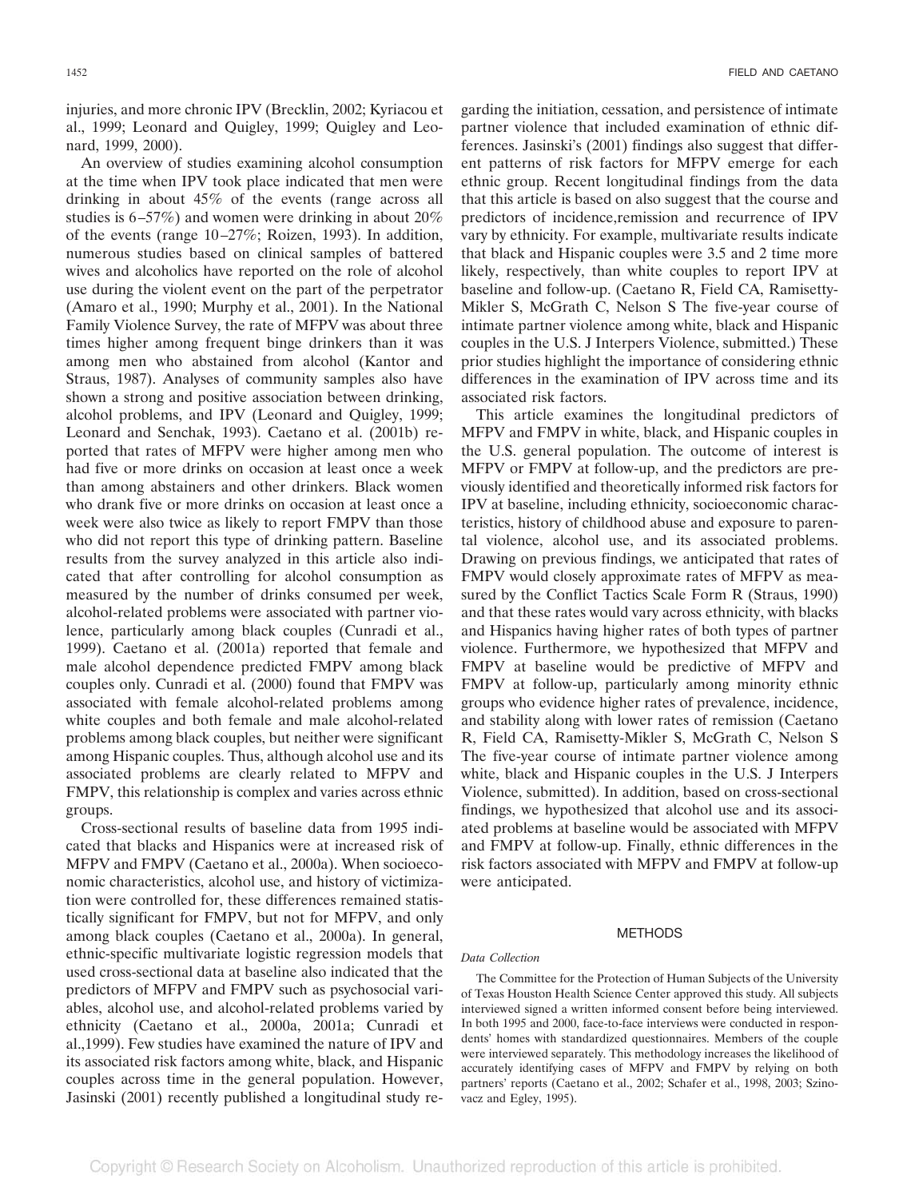injuries, and more chronic IPV (Brecklin, 2002; Kyriacou et al., 1999; Leonard and Quigley, 1999; Quigley and Leonard, 1999, 2000).

An overview of studies examining alcohol consumption at the time when IPV took place indicated that men were drinking in about 45% of the events (range across all studies is 6–57%) and women were drinking in about 20% of the events (range 10–27%; Roizen, 1993). In addition, numerous studies based on clinical samples of battered wives and alcoholics have reported on the role of alcohol use during the violent event on the part of the perpetrator (Amaro et al., 1990; Murphy et al., 2001). In the National Family Violence Survey, the rate of MFPV was about three times higher among frequent binge drinkers than it was among men who abstained from alcohol (Kantor and Straus, 1987). Analyses of community samples also have shown a strong and positive association between drinking, alcohol problems, and IPV (Leonard and Quigley, 1999; Leonard and Senchak, 1993). Caetano et al. (2001b) reported that rates of MFPV were higher among men who had five or more drinks on occasion at least once a week than among abstainers and other drinkers. Black women who drank five or more drinks on occasion at least once a week were also twice as likely to report FMPV than those who did not report this type of drinking pattern. Baseline results from the survey analyzed in this article also indicated that after controlling for alcohol consumption as measured by the number of drinks consumed per week, alcohol-related problems were associated with partner violence, particularly among black couples (Cunradi et al., 1999). Caetano et al. (2001a) reported that female and male alcohol dependence predicted FMPV among black couples only. Cunradi et al. (2000) found that FMPV was associated with female alcohol-related problems among white couples and both female and male alcohol-related problems among black couples, but neither were significant among Hispanic couples. Thus, although alcohol use and its associated problems are clearly related to MFPV and FMPV, this relationship is complex and varies across ethnic groups.

Cross-sectional results of baseline data from 1995 indicated that blacks and Hispanics were at increased risk of MFPV and FMPV (Caetano et al., 2000a). When socioeconomic characteristics, alcohol use, and history of victimization were controlled for, these differences remained statistically significant for FMPV, but not for MFPV, and only among black couples (Caetano et al., 2000a). In general, ethnic-specific multivariate logistic regression models that used cross-sectional data at baseline also indicated that the predictors of MFPV and FMPV such as psychosocial variables, alcohol use, and alcohol-related problems varied by ethnicity (Caetano et al., 2000a, 2001a; Cunradi et al.,1999). Few studies have examined the nature of IPV and its associated risk factors among white, black, and Hispanic couples across time in the general population. However, Jasinski (2001) recently published a longitudinal study regarding the initiation, cessation, and persistence of intimate partner violence that included examination of ethnic differences. Jasinski's (2001) findings also suggest that different patterns of risk factors for MFPV emerge for each ethnic group. Recent longitudinal findings from the data that this article is based on also suggest that the course and predictors of incidence,remission and recurrence of IPV vary by ethnicity. For example, multivariate results indicate that black and Hispanic couples were 3.5 and 2 time more likely, respectively, than white couples to report IPV at baseline and follow-up. (Caetano R, Field CA, Ramisetty-Mikler S, McGrath C, Nelson S The five-year course of intimate partner violence among white, black and Hispanic couples in the U.S. J Interpers Violence, submitted.) These prior studies highlight the importance of considering ethnic differences in the examination of IPV across time and its associated risk factors.

This article examines the longitudinal predictors of MFPV and FMPV in white, black, and Hispanic couples in the U.S. general population. The outcome of interest is MFPV or FMPV at follow-up, and the predictors are previously identified and theoretically informed risk factors for IPV at baseline, including ethnicity, socioeconomic characteristics, history of childhood abuse and exposure to parental violence, alcohol use, and its associated problems. Drawing on previous findings, we anticipated that rates of FMPV would closely approximate rates of MFPV as measured by the Conflict Tactics Scale Form R (Straus, 1990) and that these rates would vary across ethnicity, with blacks and Hispanics having higher rates of both types of partner violence. Furthermore, we hypothesized that MFPV and FMPV at baseline would be predictive of MFPV and FMPV at follow-up, particularly among minority ethnic groups who evidence higher rates of prevalence, incidence, and stability along with lower rates of remission (Caetano R, Field CA, Ramisetty-Mikler S, McGrath C, Nelson S The five-year course of intimate partner violence among white, black and Hispanic couples in the U.S. J Interpers Violence, submitted). In addition, based on cross-sectional findings, we hypothesized that alcohol use and its associated problems at baseline would be associated with MFPV and FMPV at follow-up. Finally, ethnic differences in the risk factors associated with MFPV and FMPV at follow-up were anticipated.

## METHODS

### *Data Collection*

The Committee for the Protection of Human Subjects of the University of Texas Houston Health Science Center approved this study. All subjects interviewed signed a written informed consent before being interviewed. In both 1995 and 2000, face-to-face interviews were conducted in respondents' homes with standardized questionnaires. Members of the couple were interviewed separately. This methodology increases the likelihood of accurately identifying cases of MFPV and FMPV by relying on both partners' reports (Caetano et al., 2002; Schafer et al., 1998, 2003; Szinovacz and Egley, 1995).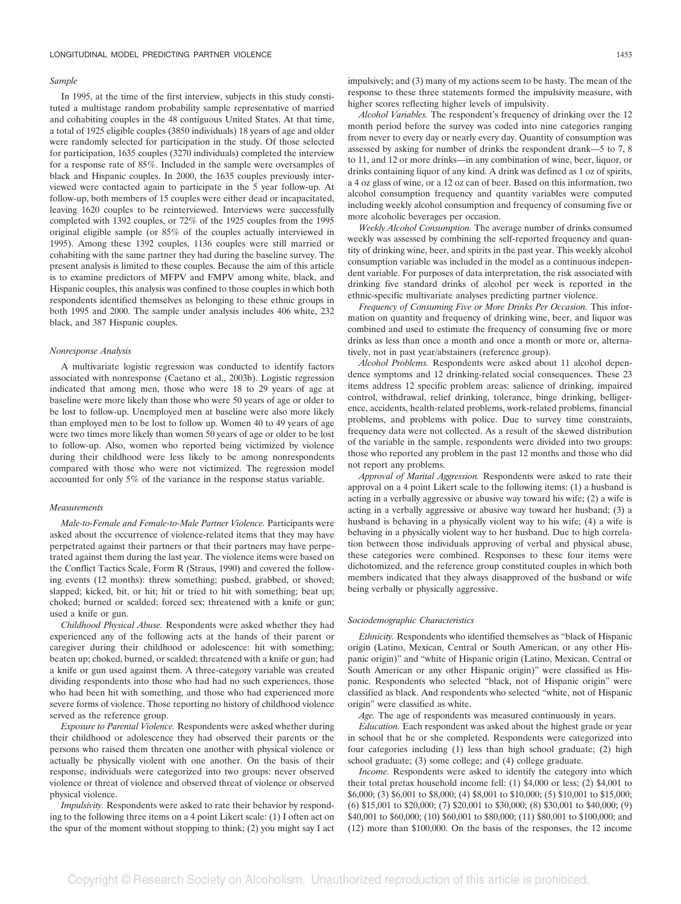### *Sample*

In 1995, at the time of the first interview, subjects in this study constituted a multistage random probability sample representative of married and cohabiting couples in the 48 contiguous United States. At that time, a total of 1925 eligible couples (3850 individuals) 18 years of age and older were randomly selected for participation in the study. Of those selected for participation, 1635 couples (3270 individuals) completed the interview for a response rate of 85%. Included in the sample were oversamples of black and Hispanic couples. In 2000, the 1635 couples previously interviewed were contacted again to participate in the 5 year follow-up. At follow-up, both members of 15 couples were either dead or incapacitated, leaving 1620 couples to be reinterviewed. Interviews were successfully completed with 1392 couples, or 72% of the 1925 couples from the 1995 original eligible sample (or 85% of the couples actually interviewed in 1995). Among these 1392 couples, 1136 couples were still married or cohabiting with the same partner they had during the baseline survey. The present analysis is limited to these couples. Because the aim of this article is to examine predictors of MFPV and FMPV among white, black, and Hispanic couples, this analysis was confined to those couples in which both respondents identified themselves as belonging to these ethnic groups in both 1995 and 2000. The sample under analysis includes 406 white, 232 black, and 387 Hispanic couples.

### *Nonresponse Analysis*

A multivariate logistic regression was conducted to identify factors associated with nonresponse (Caetano et al., 2003b). Logistic regression indicated that among men, those who were 18 to 29 years of age at baseline were more likely than those who were 50 years of age or older to be lost to follow-up. Unemployed men at baseline were also more likely than employed men to be lost to follow up. Women 40 to 49 years of age were two times more likely than women 50 years of age or older to be lost to follow-up. Also, women who reported being victimized by violence during their childhood were less likely to be among nonrespondents compared with those who were not victimized. The regression model accounted for only 5% of the variance in the response status variable.

### *Measurements*

*Male-to-Female and Female-to-Male Partner Violence.* Participants were asked about the occurrence of violence-related items that they may have perpetrated against their partners or that their partners may have perpetrated against them during the last year. The violence items were based on the Conflict Tactics Scale, Form R (Straus, 1990) and covered the following events (12 months): threw something; pushed, grabbed, or shoved; slapped; kicked, bit, or hit; hit or tried to hit with something; beat up; choked; burned or scalded; forced sex; threatened with a knife or gun; used a knife or gun.

*Childhood Physical Abuse.* Respondents were asked whether they had experienced any of the following acts at the hands of their parent or caregiver during their childhood or adolescence: hit with something; beaten up; choked, burned, or scalded; threatened with a knife or gun; had a knife or gun used against them. A three-category variable was created dividing respondents into those who had had no such experiences, those who had been hit with something, and those who had experienced more severe forms of violence. Those reporting no history of childhood violence served as the reference group.

*Exposure to Parental Violence.* Respondents were asked whether during their childhood or adolescence they had observed their parents or the persons who raised them threaten one another with physical violence or actually be physically violent with one another. On the basis of their response, individuals were categorized into two groups: never observed violence or threat of violence and observed threat of violence or observed physical violence.

*Impulsivity.* Respondents were asked to rate their behavior by responding to the following three items on a 4 point Likert scale: (1) I often act on the spur of the moment without stopping to think; (2) you might say I act impulsively; and (3) many of my actions seem to be hasty. The mean of the response to these three statements formed the impulsivity measure, with higher scores reflecting higher levels of impulsivity.

*Alcohol Variables.* The respondent's frequency of drinking over the 12 month period before the survey was coded into nine categories ranging from never to every day or nearly every day. Quantity of consumption was assessed by asking for number of drinks the respondent drank—5 to 7, 8 to 11, and 12 or more drinks—in any combination of wine, beer, liquor, or drinks containing liquor of any kind. A drink was defined as 1 oz of spirits, a 4 oz glass of wine, or a 12 oz can of beer. Based on this information, two alcohol consumption frequency and quantity variables were computed including weekly alcohol consumption and frequency of consuming five or more alcoholic beverages per occasion.

*Weekly Alcohol Consumption.* The average number of drinks consumed weekly was assessed by combining the self-reported frequency and quantity of drinking wine, beer, and spirits in the past year. This weekly alcohol consumption variable was included in the model as a continuous independent variable. For purposes of data interpretation, the risk associated with drinking five standard drinks of alcohol per week is reported in the ethnic-specific multivariate analyses predicting partner violence.

*Frequency of Consuming Five or More Drinks Per Occasion.* This information on quantity and frequency of drinking wine, beer, and liquor was combined and used to estimate the frequency of consuming five or more drinks as less than once a month and once a month or more or, alternatively, not in past year/abstainers (reference group).

*Alcohol Problems.* Respondents were asked about 11 alcohol dependence symptoms and 12 drinking-related social consequences. These 23 items address 12 specific problem areas: salience of drinking, impaired control, withdrawal, relief drinking, tolerance, binge drinking, belligerence, accidents, health-related problems, work-related problems, financial problems, and problems with police. Due to survey time constraints, frequency data were not collected. As a result of the skewed distribution of the variable in the sample, respondents were divided into two groups: those who reported any problem in the past 12 months and those who did not report any problems.

*Approval of Marital Aggression.* Respondents were asked to rate their approval on a 4 point Likert scale to the following items: (1) a husband is acting in a verbally aggressive or abusive way toward his wife; (2) a wife is acting in a verbally aggressive or abusive way toward her husband; (3) a husband is behaving in a physically violent way to his wife; (4) a wife is behaving in a physically violent way to her husband. Due to high correlation between those individuals approving of verbal and physical abuse, these categories were combined. Responses to these four items were dichotomized, and the reference group constituted couples in which both members indicated that they always disapproved of the husband or wife being verbally or physically aggressive.

### *Sociodemographic Characteristics*

*Ethnicity.* Respondents who identified themselves as "black of Hispanic origin (Latino, Mexican, Central or South American, or any other Hispanic origin)" and "white of Hispanic origin (Latino, Mexican, Central or South American or any other Hispanic origin)" were classified as Hispanic. Respondents who selected "black, not of Hispanic origin" were classified as black. And respondents who selected "white, not of Hispanic origin" were classified as white.

*Age.* The age of respondents was measured continuously in years.

*Education.* Each respondent was asked about the highest grade or year in school that he or she completed. Respondents were categorized into four categories including (1) less than high school graduate; (2) high school graduate; (3) some college; and (4) college graduate.

*Income.* Respondents were asked to identify the category into which their total pretax household income fell: (1) $4,000 or less; (2) $4,001 to $6,000; (3) $6,001 to $8,000; (4) $8,001 to $10,000; (5) $10,001 to $15,000; (6) $15,001 to $20,000; (7) $20,001 to $30,000; (8) $30,001 to $40,000; (9) $40,001 to $60,000; (10) $60,001 to $80,000; (11) $80,001 to $100,000; and (12) more than $100,000. On the basis of the responses, the 12 income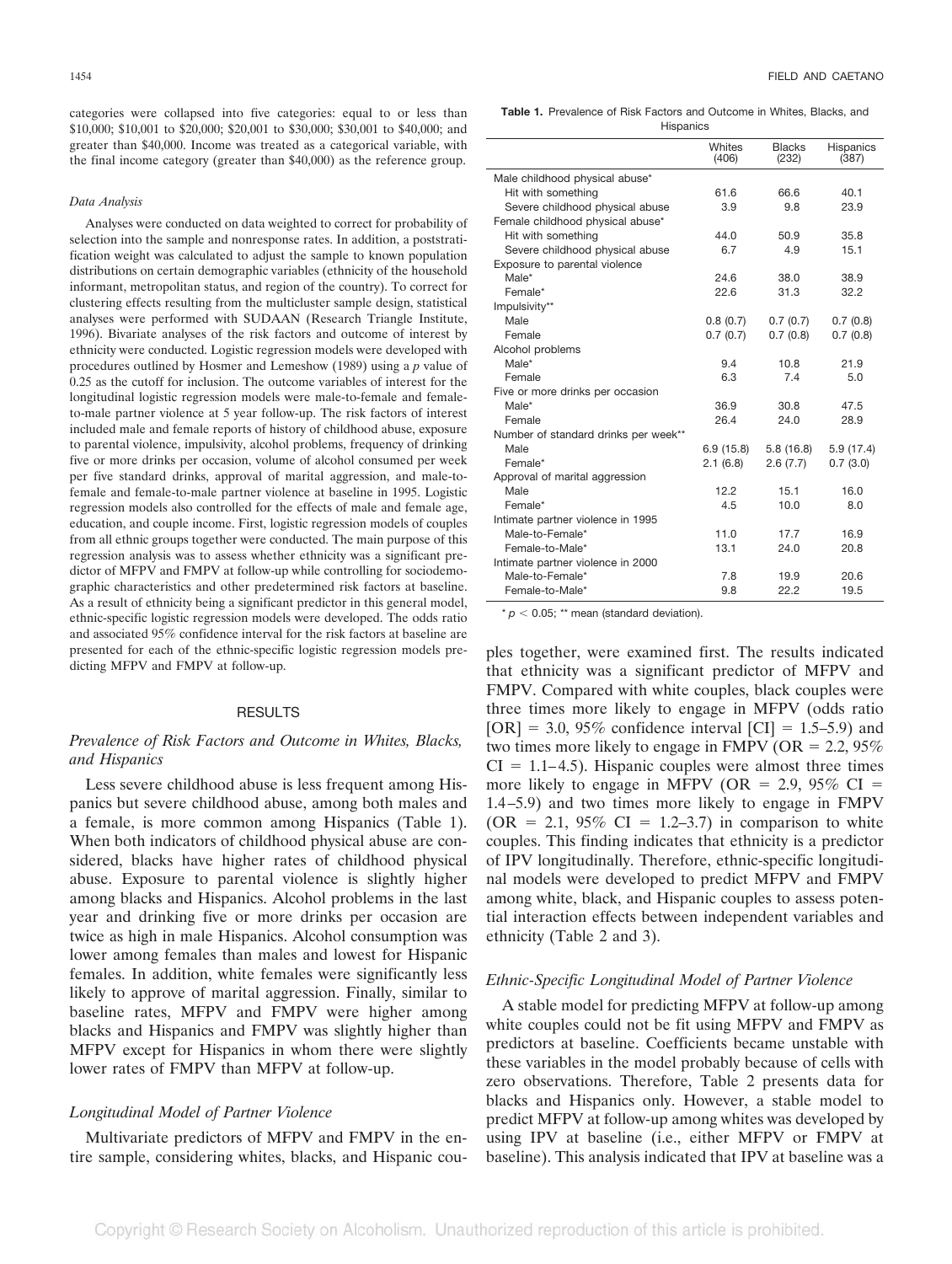categories were collapsed into five categories: equal to or less than \$10,000; \$10,001 to \$20,000; \$20,001 to \$30,000; \$30,001 to \$40,000; and greater than \$40,000. Income was treated as a categorical variable, with the final income category (greater than \$40,000) as the reference group.

*Data Analysis*

Analyses were conducted on data weighted to correct for probability of selection into the sample and nonresponse rates. In addition, a poststratification weight was calculated to adjust the sample to known population distributions on certain demographic variables (ethnicity of the household informant, metropolitan status, and region of the country). To correct for clustering effects resulting from the multicluster sample design, statistical analyses were performed with SUDAAN (Research Triangle Institute, 1996). Bivariate analyses of the risk factors and outcome of interest by ethnicity were conducted. Logistic regression models were developed with procedures outlined by Hosmer and Lemeshow (1989) using a *p* value of 0.25 as the cutoff for inclusion. The outcome variables of interest for the longitudinal logistic regression models were male-to-female and female-to-male partner violence at 5 year follow-up. The risk factors of interest included male and female reports of history of childhood abuse, exposure to parental violence, impulsivity, alcohol problems, frequency of drinking five or more drinks per occasion, volume of alcohol consumed per week per five standard drinks, approval of marital aggression, and male-to-female and female-to-male partner violence at baseline in 1995. Logistic regression models also controlled for the effects of male and female age, education, and couple income. First, logistic regression models of couples from all ethnic groups together were conducted. The main purpose of this regression analysis was to assess whether ethnicity was a significant predictor of MFPV and FMPV at follow-up while controlling for sociodemographic characteristics and other predetermined risk factors at baseline. As a result of ethnicity being a significant predictor in this general model, ethnic-specific logistic regression models were developed. The odds ratio and associated 95% confidence interval for the risk factors at baseline are presented for each of the ethnic-specific logistic regression models predicting MFPV and FMPV at follow-up.

## RESULTS

### *Prevalence of Risk Factors and Outcome in Whites, Blacks, and Hispanics*

Less severe childhood abuse is less frequent among Hispanics but severe childhood abuse, among both males and a female, is more common among Hispanics (Table 1). When both indicators of childhood physical abuse are considered, blacks have higher rates of childhood physical abuse. Exposure to parental violence is slightly higher among blacks and Hispanics. Alcohol problems in the last year and drinking five or more drinks per occasion are twice as high in male Hispanics. Alcohol consumption was lower among females than males and lowest for Hispanic females. In addition, white females were significantly less likely to approve of marital aggression. Finally, similar to baseline rates, MFPV and FMPV were higher among blacks and Hispanics and FMPV was slightly higher than MFPV except for Hispanics in whom there were slightly lower rates of FMPV than MFPV at follow-up.

**Table 1.** Prevalence of Risk Factors and Outcome in Whites, Blacks, and Hispanics

| | Whites (406) | Blacks (232) | Hispanics (387) |
|---|---|---|---|
| Male childhood physical abuse* | | | |
| Hit with something | 61.6 | 66.6 | 40.1 |
| Severe childhood physical abuse | 3.9 | 9.8 | 23.9 |
| Female childhood physical abuse* | | | |
| Hit with something | 44.0 | 50.9 | 35.8 |
| Severe childhood physical abuse | 6.7 | 4.9 | 15.1 |
| Exposure to parental violence | | | |
| Male* | 24.6 | 38.0 | 38.9 |
| Female* | 22.6 | 31.3 | 32.2 |
| Impulsivity** | | | |
| Male | 0.8 (0.7) | 0.7 (0.7) | 0.7 (0.8) |
| Female | 0.7 (0.7) | 0.7 (0.8) | 0.7 (0.8) |
| Alcohol problems | | | |
| Male* | 9.4 | 10.8 | 21.9 |
| Female | 6.3 | 7.4 | 5.0 |
| Five or more drinks per occasion | | | |
| Male* | 36.9 | 30.8 | 47.5 |
| Female | 26.4 | 24.0 | 28.9 |
| Number of standard drinks per week** | | | |
| Male | 6.9 (15.8) | 5.8 (16.8) | 5.9 (17.4) |
| Female* | 2.1 (6.8) | 2.6 (7.7) | 0.7 (3.0) |
| Approval of marital aggression | | | |
| Male | 12.2 | 15.1 | 16.0 |
| Female* | 4.5 | 10.0 | 8.0 |
| Intimate partner violence in 1995 | | | |
| Male-to-Female* | 11.0 | 17.7 | 16.9 |
| Female-to-Male* | 13.1 | 24.0 | 20.8 |
| Intimate partner violence in 2000 | | | |
| Male-to-Female* | 7.8 | 19.9 | 20.6 |
| Female-to-Male* | 9.8 | 22.2 | 19.5 |

* $p < 0.05$; ** mean (standard deviation).

### *Longitudinal Model of Partner Violence*

Multivariate predictors of MFPV and FMPV in the entire sample, considering whites, blacks, and Hispanic couples together, were examined first. The results indicated that ethnicity was a significant predictor of MFPV and FMPV. Compared with white couples, black couples were three times more likely to engage in MFPV (odds ratio [OR] = 3.0, 95% confidence interval [CI] = 1.5–5.9) and two times more likely to engage in FMPV (OR = 2.2, 95% CI = 1.1–4.5). Hispanic couples were almost three times more likely to engage in MFPV (OR = 2.9, 95% CI = 1.4–5.9) and two times more likely to engage in FMPV (OR = 2.1, 95% CI = 1.2–3.7) in comparison to white couples. This finding indicates that ethnicity is a predictor of IPV longitudinally. Therefore, ethnic-specific longitudinal models were developed to predict MFPV and FMPV among white, black, and Hispanic couples to assess potential interaction effects between independent variables and ethnicity (Table 2 and 3).

### *Ethnic-Specific Longitudinal Model of Partner Violence*

A stable model for predicting MFPV at follow-up among white couples could not be fit using MFPV and FMPV as predictors at baseline. Coefficients became unstable with these variables in the model probably because of cells with zero observations. Therefore, Table 2 presents data for blacks and Hispanics only. However, a stable model to predict MFPV at follow-up among whites was developed by using IPV at baseline (i.e., either MFPV or FMPV at baseline). This analysis indicated that IPV at baseline was a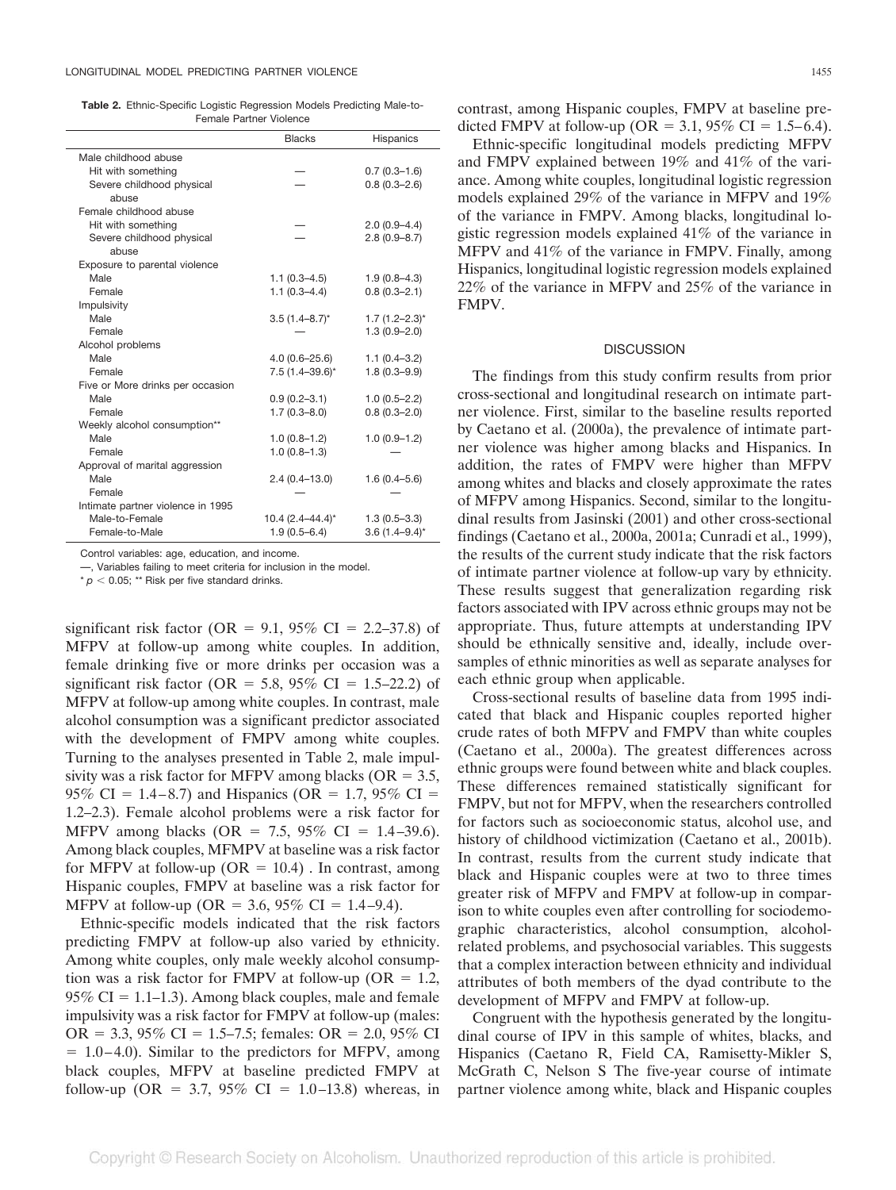**Table 2.** Ethnic-Specific Logistic Regression Models Predicting Male-to-Female Partner Violence

| | Blacks | Hispanics |
|---|---|---|
| Male childhood abuse | | |
| Hit with something | — | 0.7 (0.3–1.6) |
| Severe childhood physical abuse | — | 0.8 (0.3–2.6) |
| Female childhood abuse | | |
| Hit with something | — | 2.0 (0.9–4.4) |
| Severe childhood physical abuse | — | 2.8 (0.9–8.7) |
| Exposure to parental violence | | |
| Male | 1.1 (0.3–4.5) | 1.9 (0.8–4.3) |
| Female | 1.1 (0.3–4.4) | 0.8 (0.3–2.1) |
| Impulsivity | | |
| Male | 3.5 (1.4–8.7)* | 1.7 (1.2–2.3)* |
| Female | — | 1.3 (0.9–2.0) |
| Alcohol problems | | |
| Male | 4.0 (0.6–25.6) | 1.1 (0.4–3.2) |
| Female | 7.5 (1.4–39.6)* | 1.8 (0.3–9.9) |
| Five or More drinks per occasion | | |
| Male | 0.9 (0.2–3.1) | 1.0 (0.5–2.2) |
| Female | 1.7 (0.3–8.0) | 0.8 (0.3–2.0) |
| Weekly alcohol consumption** | | |
| Male | 1.0 (0.8–1.2) | 1.0 (0.9–1.2) |
| Female | 1.0 (0.8–1.3) | — |
| Approval of marital aggression | | |
| Male | 2.4 (0.4–13.0) | 1.6 (0.4–5.6) |
| Female | — | — |
| Intimate partner violence in 1995 | | |
| Male-to-Female | 10.4 (2.4–44.4)* | 1.3 (0.5–3.3) |
| Female-to-Male | 1.9 (0.5–6.4) | 3.6 (1.4–9.4)* |

Control variables: age, education, and income.

—, Variables failing to meet criteria for inclusion in the model.

* $p < 0.05$; ** Risk per five standard drinks.

significant risk factor (OR = 9.1, 95% CI = 2.2–37.8) of MFPV at follow-up among white couples. In addition, female drinking five or more drinks per occasion was a significant risk factor (OR = 5.8, 95% CI = 1.5–22.2) of MFPV at follow-up among white couples. In contrast, male alcohol consumption was a significant predictor associated with the development of FMPV among white couples. Turning to the analyses presented in Table 2, male impulsivity was a risk factor for MFPV among blacks (OR = 3.5, 95% CI = 1.4–8.7) and Hispanics (OR = 1.7, 95% CI = 1.2–2.3). Female alcohol problems were a risk factor for MFPV among blacks (OR = 7.5, 95% CI = 1.4–39.6). Among black couples, MFMPV at baseline was a risk factor for MFPV at follow-up (OR = 10.4) . In contrast, among Hispanic couples, FMPV at baseline was a risk factor for MFPV at follow-up (OR = 3.6, 95% CI = 1.4–9.4).

Ethnic-specific models indicated that the risk factors predicting FMPV at follow-up also varied by ethnicity. Among white couples, only male weekly alcohol consumption was a risk factor for FMPV at follow-up (OR = 1.2, 95% CI = 1.1–1.3). Among black couples, male and female impulsivity was a risk factor for FMPV at follow-up (males: OR = 3.3, 95% CI = 1.5–7.5; females: OR = 2.0, 95% CI = 1.0–4.0). Similar to the predictors for MFPV, among black couples, MFPV at baseline predicted FMPV at follow-up (OR = 3.7, 95% CI = 1.0–13.8) whereas, in contrast, among Hispanic couples, FMPV at baseline predicted FMPV at follow-up (OR = 3.1, 95% CI = 1.5–6.4).

Ethnic-specific longitudinal models predicting MFPV and FMPV explained between 19% and 41% of the variance. Among white couples, longitudinal logistic regression models explained 29% of the variance in MFPV and 19% of the variance in FMPV. Among blacks, longitudinal logistic regression models explained 41% of the variance in MFPV and 41% of the variance in FMPV. Finally, among Hispanics, longitudinal logistic regression models explained 22% of the variance in MFPV and 25% of the variance in FMPV.

## DISCUSSION

The findings from this study confirm results from prior cross-sectional and longitudinal research on intimate partner violence. First, similar to the baseline results reported by Caetano et al. (2000a), the prevalence of intimate partner violence was higher among blacks and Hispanics. In addition, the rates of FMPV were higher than MFPV among whites and blacks and closely approximate the rates of MFPV among Hispanics. Second, similar to the longitudinal results from Jasinski (2001) and other cross-sectional findings (Caetano et al., 2000a, 2001a; Cunradi et al., 1999), the results of the current study indicate that the risk factors of intimate partner violence at follow-up vary by ethnicity. These results suggest that generalization regarding risk factors associated with IPV across ethnic groups may not be appropriate. Thus, future attempts at understanding IPV should be ethnically sensitive and, ideally, include oversamples of ethnic minorities as well as separate analyses for each ethnic group when applicable.

Cross-sectional results of baseline data from 1995 indicated that black and Hispanic couples reported higher crude rates of both MFPV and FMPV than white couples (Caetano et al., 2000a). The greatest differences across ethnic groups were found between white and black couples. These differences remained statistically significant for FMPV, but not for MFPV, when the researchers controlled for factors such as socioeconomic status, alcohol use, and history of childhood victimization (Caetano et al., 2001b). In contrast, results from the current study indicate that black and Hispanic couples were at two to three times greater risk of MFPV and FMPV at follow-up in comparison to white couples even after controlling for sociodemographic characteristics, alcohol consumption, alcohol-related problems, and psychosocial variables. This suggests that a complex interaction between ethnicity and individual attributes of both members of the dyad contribute to the development of MFPV and FMPV at follow-up.

Congruent with the hypothesis generated by the longitudinal course of IPV in this sample of whites, blacks, and Hispanics (Caetano R, Field CA, Ramisetty-Mikler S, McGrath C, Nelson S The five-year course of intimate partner violence among white, black and Hispanic couples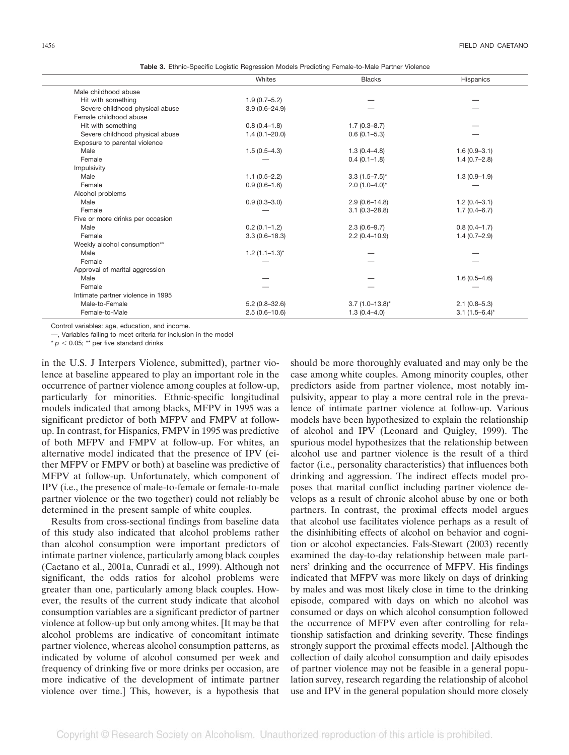**Table 3.** Ethnic-Specific Logistic Regression Models Predicting Female-to-Male Partner Violence

| | Whites | Blacks | Hispanics |
|---|---|---|---|
| Male childhood abuse | | | |
| Hit with something | 1.9 (0.7–5.2) | — | — |
| Severe childhood physical abuse | 3.9 (0.6–24.9) | — | — |
| Female childhood abuse | | | |
| Hit with something | 0.8 (0.4–1.8) | 1.7 (0.3–8.7) | — |
| Severe childhood physical abuse | 1.4 (0.1–20.0) | 0.6 (0.1–5.3) | — |
| Exposure to parental violence | | | |
| Male | 1.5 (0.5–4.3) | 1.3 (0.4–4.8) | 1.6 (0.9–3.1) |
| Female | — | 0.4 (0.1–1.8) | 1.4 (0.7–2.8) |
| Impulsivity | | | |
| Male | 1.1 (0.5–2.2) | 3.3 (1.5–7.5)* | 1.3 (0.9–1.9) |
| Female | 0.9 (0.6–1.6) | 2.0 (1.0–4.0)* | — |
| Alcohol problems | | | |
| Male | 0.9 (0.3–3.0) | 2.9 (0.6–14.8) | 1.2 (0.4–3.1) |
| Female | — | 3.1 (0.3–28.8) | 1.7 (0.4–6.7) |
| Five or more drinks per occasion | | | |
| Male | 0.2 (0.1–1.2) | 2.3 (0.6–9.7) | 0.8 (0.4–1.7) |
| Female | 3.3 (0.6–18.3) | 2.2 (0.4–10.9) | 1.4 (0.7–2.9) |
| Weekly alcohol consumption** | | | |
| Male | 1.2 (1.1–1.3)* | — | — |
| Female | — | — | — |
| Approval of marital aggression | | | |
| Male | — | — | 1.6 (0.5–4.6) |
| Female | — | — | — |
| Intimate partner violence in 1995 | | | |
| Male-to-Female | 5.2 (0.8–32.6) | 3.7 (1.0–13.8)* | 2.1 (0.8–5.3) |
| Female-to-Male | 2.5 (0.6–10.6) | 1.3 (0.4–4.0) | 3.1 (1.5–6.4)* |

Control variables: age, education, and income.

—, Variables failing to meet criteria for inclusion in the model

* $p < 0.05$; ** per five standard drinks

in the U.S. J Interpers Violence, submitted), partner violence at baseline appeared to play an important role in the occurrence of partner violence among couples at follow-up, particularly for minorities. Ethnic-specific longitudinal models indicated that among blacks, MFPV in 1995 was a significant predictor of both MFPV and FMPV at follow-up. In contrast, for Hispanics, FMPV in 1995 was predictive of both MFPV and FMPV at follow-up. For whites, an alternative model indicated that the presence of IPV (either MFPV or FMPV or both) at baseline was predictive of MFPV at follow-up. Unfortunately, which component of IPV (i.e., the presence of male-to-female or female-to-male partner violence or the two together) could not reliably be determined in the present sample of white couples.

Results from cross-sectional findings from baseline data of this study also indicated that alcohol problems rather than alcohol consumption were important predictors of intimate partner violence, particularly among black couples (Caetano et al., 2001a, Cunradi et al., 1999). Although not significant, the odds ratios for alcohol problems were greater than one, particularly among black couples. However, the results of the current study indicate that alcohol consumption variables are a significant predictor of partner violence at follow-up but only among whites. [It may be that alcohol problems are indicative of concomitant intimate partner violence, whereas alcohol consumption patterns, as indicated by volume of alcohol consumed per week and frequency of drinking five or more drinks per occasion, are more indicative of the development of intimate partner violence over time.] This, however, is a hypothesis that should be more thoroughly evaluated and may only be the case among white couples. Among minority couples, other predictors aside from partner violence, most notably impulsivity, appear to play a more central role in the prevalence of intimate partner violence at follow-up. Various models have been hypothesized to explain the relationship of alcohol and IPV (Leonard and Quigley, 1999). The spurious model hypothesizes that the relationship between alcohol use and partner violence is the result of a third factor (i.e., personality characteristics) that influences both drinking and aggression. The indirect effects model proposes that marital conflict including partner violence develops as a result of chronic alcohol abuse by one or both partners. In contrast, the proximal effects model argues that alcohol use facilitates violence perhaps as a result of the disinhibiting effects of alcohol on behavior and cognition or alcohol expectancies. Fals-Stewart (2003) recently examined the day-to-day relationship between male partners' drinking and the occurrence of MFPV. His findings indicated that MFPV was more likely on days of drinking by males and was most likely close in time to the drinking episode, compared with days on which no alcohol was consumed or days on which alcohol consumption followed the occurrence of MFPV even after controlling for relationship satisfaction and drinking severity. These findings strongly support the proximal effects model. [Although the collection of daily alcohol consumption and daily episodes of partner violence may not be feasible in a general population survey, research regarding the relationship of alcohol use and IPV in the general population should more closely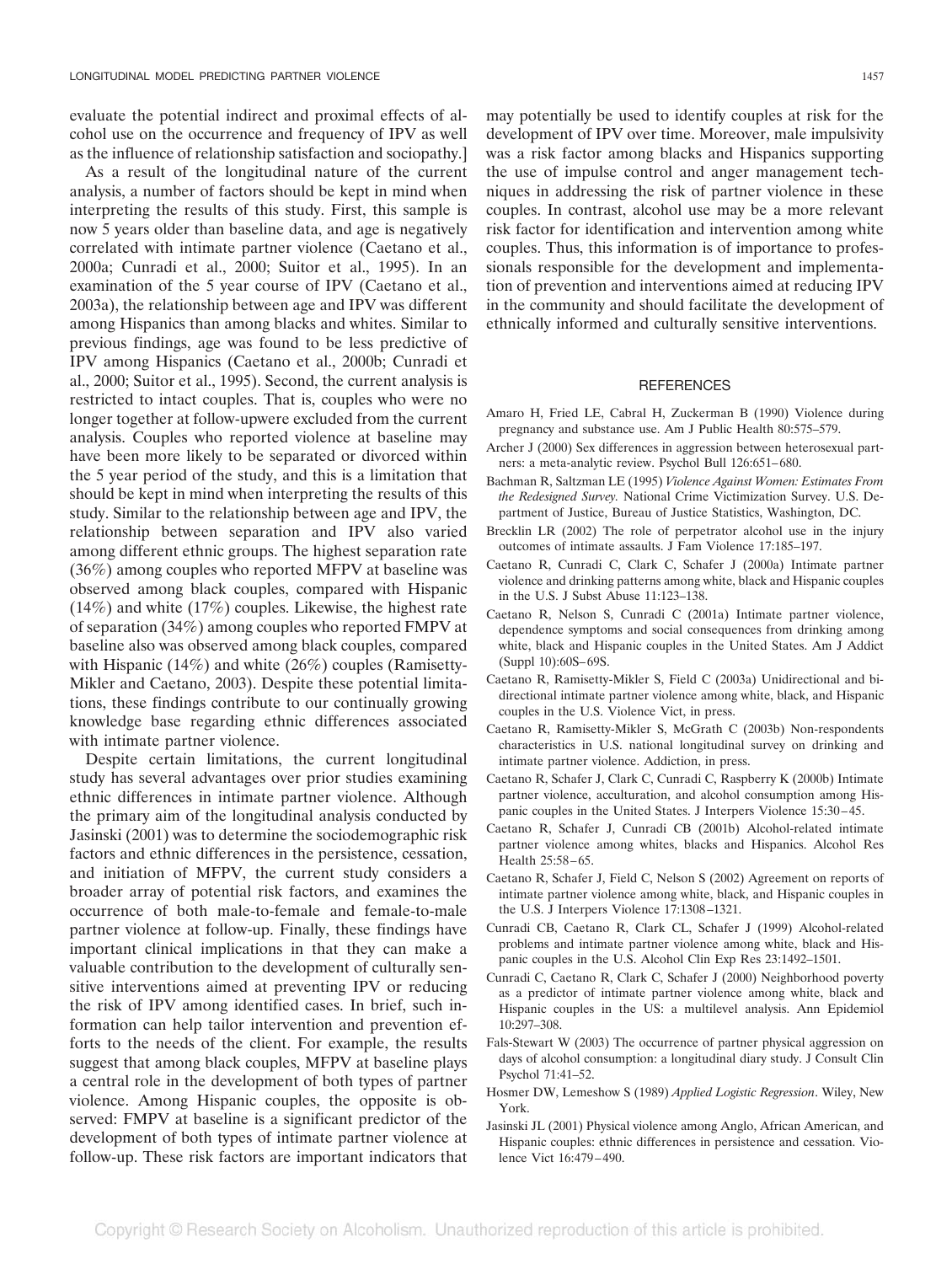evaluate the potential indirect and proximal effects of alcohol use on the occurrence and frequency of IPV as well as the influence of relationship satisfaction and sociopathy.]

As a result of the longitudinal nature of the current analysis, a number of factors should be kept in mind when interpreting the results of this study. First, this sample is now 5 years older than baseline data, and age is negatively correlated with intimate partner violence (Caetano et al., 2000a; Cunradi et al., 2000; Suitor et al., 1995). In an examination of the 5 year course of IPV (Caetano et al., 2003a), the relationship between age and IPV was different among Hispanics than among blacks and whites. Similar to previous findings, age was found to be less predictive of IPV among Hispanics (Caetano et al., 2000b; Cunradi et al., 2000; Suitor et al., 1995). Second, the current analysis is restricted to intact couples. That is, couples who were no longer together at follow-upwere excluded from the current analysis. Couples who reported violence at baseline may have been more likely to be separated or divorced within the 5 year period of the study, and this is a limitation that should be kept in mind when interpreting the results of this study. Similar to the relationship between age and IPV, the relationship between separation and IPV also varied among different ethnic groups. The highest separation rate (36%) among couples who reported MFPV at baseline was observed among black couples, compared with Hispanic (14%) and white (17%) couples. Likewise, the highest rate of separation (34%) among couples who reported FMPV at baseline also was observed among black couples, compared with Hispanic (14%) and white (26%) couples (Ramisetty-Mikler and Caetano, 2003). Despite these potential limitations, these findings contribute to our continually growing knowledge base regarding ethnic differences associated with intimate partner violence.

Despite certain limitations, the current longitudinal study has several advantages over prior studies examining ethnic differences in intimate partner violence. Although the primary aim of the longitudinal analysis conducted by Jasinski (2001) was to determine the sociodemographic risk factors and ethnic differences in the persistence, cessation, and initiation of MFPV, the current study considers a broader array of potential risk factors, and examines the occurrence of both male-to-female and female-to-male partner violence at follow-up. Finally, these findings have important clinical implications in that they can make a valuable contribution to the development of culturally sensitive interventions aimed at preventing IPV or reducing the risk of IPV among identified cases. In brief, such information can help tailor intervention and prevention efforts to the needs of the client. For example, the results suggest that among black couples, MFPV at baseline plays a central role in the development of both types of partner violence. Among Hispanic couples, the opposite is observed: FMPV at baseline is a significant predictor of the development of both types of intimate partner violence at follow-up. These risk factors are important indicators that may potentially be used to identify couples at risk for the development of IPV over time. Moreover, male impulsivity was a risk factor among blacks and Hispanics supporting the use of impulse control and anger management techniques in addressing the risk of partner violence in these couples. In contrast, alcohol use may be a more relevant risk factor for identification and intervention among white couples. Thus, this information is of importance to professionals responsible for the development and implementation of prevention and interventions aimed at reducing IPV in the community and should facilitate the development of ethnically informed and culturally sensitive interventions.

## REFERENCES

Amaro H, Fried LE, Cabral H, Zuckerman B (1990) Violence during pregnancy and substance use. Am J Public Health 80:575–579.

Archer J (2000) Sex differences in aggression between heterosexual partners: a meta-analytic review. Psychol Bull 126:651–680.

Bachman R, Saltzman LE (1995) *Violence Against Women: Estimates From the Redesigned Survey.* National Crime Victimization Survey. U.S. Department of Justice, Bureau of Justice Statistics, Washington, DC.

Brecklin LR (2002) The role of perpetrator alcohol use in the injury outcomes of intimate assaults. J Fam Violence 17:185–197.

Caetano R, Cunradi C, Clark C, Schafer J (2000a) Intimate partner violence and drinking patterns among white, black and Hispanic couples in the U.S. J Subst Abuse 11:123–138.

Caetano R, Nelson S, Cunradi C (2001a) Intimate partner violence, dependence symptoms and social consequences from drinking among white, black and Hispanic couples in the United States. Am J Addict (Suppl 10):60S–69S.

Caetano R, Ramisetty-Mikler S, Field C (2003a) Unidirectional and bidirectional intimate partner violence among white, black, and Hispanic couples in the U.S. Violence Vict, in press.

Caetano R, Ramisetty-Mikler S, McGrath C (2003b) Non-respondents characteristics in U.S. national longitudinal survey on drinking and intimate partner violence. Addiction, in press.

Caetano R, Schafer J, Clark C, Cunradi C, Raspberry K (2000b) Intimate partner violence, acculturation, and alcohol consumption among Hispanic couples in the United States. J Interpers Violence 15:30–45.

Caetano R, Schafer J, Cunradi CB (2001b) Alcohol-related intimate partner violence among whites, blacks and Hispanics. Alcohol Res Health 25:58–65.

Caetano R, Schafer J, Field C, Nelson S (2002) Agreement on reports of intimate partner violence among white, black, and Hispanic couples in the U.S. J Interpers Violence 17:1308–1321.

Cunradi CB, Caetano R, Clark CL, Schafer J (1999) Alcohol-related problems and intimate partner violence among white, black and Hispanic couples in the U.S. Alcohol Clin Exp Res 23:1492–1501.

Cunradi C, Caetano R, Clark C, Schafer J (2000) Neighborhood poverty as a predictor of intimate partner violence among white, black and Hispanic couples in the US: a multilevel analysis. Ann Epidemiol 10:297–308.

Fals-Stewart W (2003) The occurrence of partner physical aggression on days of alcohol consumption: a longitudinal diary study. J Consult Clin Psychol 71:41–52.

Hosmer DW, Lemeshow S (1989) *Applied Logistic Regression*. Wiley, New York.

Jasinski JL (2001) Physical violence among Anglo, African American, and Hispanic couples: ethnic differences in persistence and cessation. Violence Vict 16:479–490.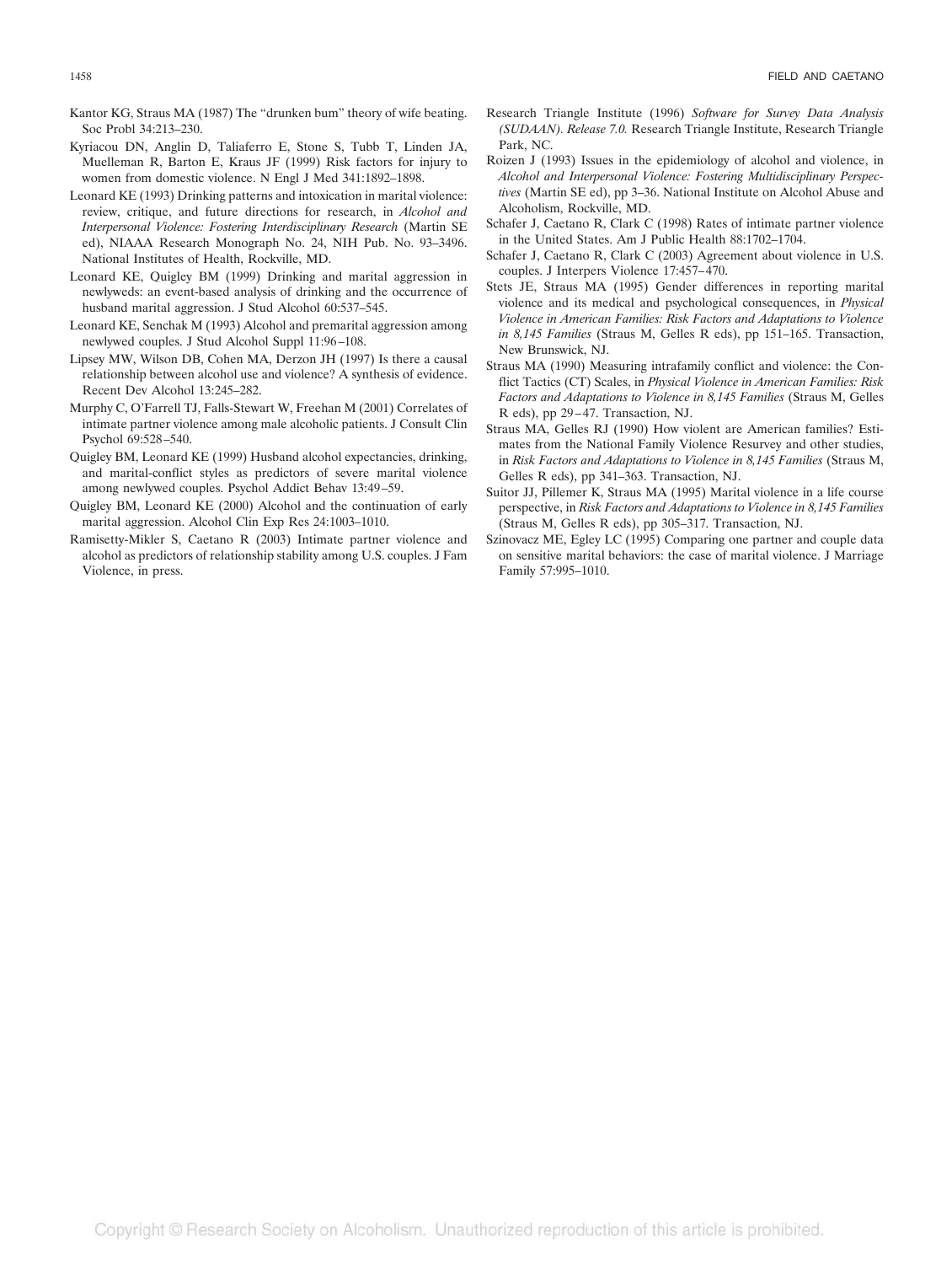Kantor KG, Straus MA (1987) The "drunken bum" theory of wife beating. Soc Probl 34:213–230.

Kyriacou DN, Anglin D, Taliaferro E, Stone S, Tubb T, Linden JA, Muelleman R, Barton E, Kraus JF (1999) Risk factors for injury to women from domestic violence. N Engl J Med 341:1892–1898.

Leonard KE (1993) Drinking patterns and intoxication in marital violence: review, critique, and future directions for research, in *Alcohol and Interpersonal Violence: Fostering Interdisciplinary Research* (Martin SE ed), NIAAA Research Monograph No. 24, NIH Pub. No. 93–3496. National Institutes of Health, Rockville, MD.

Leonard KE, Quigley BM (1999) Drinking and marital aggression in newlyweds: an event-based analysis of drinking and the occurrence of husband marital aggression. J Stud Alcohol 60:537–545.

Leonard KE, Senchak M (1993) Alcohol and premarital aggression among newlywed couples. J Stud Alcohol Suppl 11:96–108.

Lipsey MW, Wilson DB, Cohen MA, Derzon JH (1997) Is there a causal relationship between alcohol use and violence? A synthesis of evidence. Recent Dev Alcohol 13:245–282.

Murphy C, O'Farrell TJ, Falls-Stewart W, Freehan M (2001) Correlates of intimate partner violence among male alcoholic patients. J Consult Clin Psychol 69:528–540.

Quigley BM, Leonard KE (1999) Husband alcohol expectancies, drinking, and marital-conflict styles as predictors of severe marital violence among newlywed couples. Psychol Addict Behav 13:49–59.

Quigley BM, Leonard KE (2000) Alcohol and the continuation of early marital aggression. Alcohol Clin Exp Res 24:1003–1010.

Ramisetty-Mikler S, Caetano R (2003) Intimate partner violence and alcohol as predictors of relationship stability among U.S. couples. J Fam Violence, in press.

Research Triangle Institute (1996) *Software for Survey Data Analysis (SUDAAN). Release 7.0.* Research Triangle Institute, Research Triangle Park, NC.

Roizen J (1993) Issues in the epidemiology of alcohol and violence, in *Alcohol and Interpersonal Violence: Fostering Multidisciplinary Perspectives* (Martin SE ed), pp 3–36. National Institute on Alcohol Abuse and Alcoholism, Rockville, MD.

Schafer J, Caetano R, Clark C (1998) Rates of intimate partner violence in the United States. Am J Public Health 88:1702–1704.

Schafer J, Caetano R, Clark C (2003) Agreement about violence in U.S. couples. J Interpers Violence 17:457–470.

Stets JE, Straus MA (1995) Gender differences in reporting marital violence and its medical and psychological consequences, in *Physical Violence in American Families: Risk Factors and Adaptations to Violence in 8,145 Families* (Straus M, Gelles R eds), pp 151–165. Transaction, New Brunswick, NJ.

Straus MA (1990) Measuring intrafamily conflict and violence: the Conflict Tactics (CT) Scales, in *Physical Violence in American Families: Risk Factors and Adaptations to Violence in 8,145 Families* (Straus M, Gelles R eds), pp 29–47. Transaction, NJ.

Straus MA, Gelles RJ (1990) How violent are American families? Estimates from the National Family Violence Resurvey and other studies, in *Risk Factors and Adaptations to Violence in 8,145 Families* (Straus M, Gelles R eds), pp 341–363. Transaction, NJ.

Suitor JJ, Pillemer K, Straus MA (1995) Marital violence in a life course perspective, in *Risk Factors and Adaptations to Violence in 8,145 Families* (Straus M, Gelles R eds), pp 305–317. Transaction, NJ.

Szinovacz ME, Egley LC (1995) Comparing one partner and couple data on sensitive marital behaviors: the case of marital violence. J Marriage Family 57:995–1010.